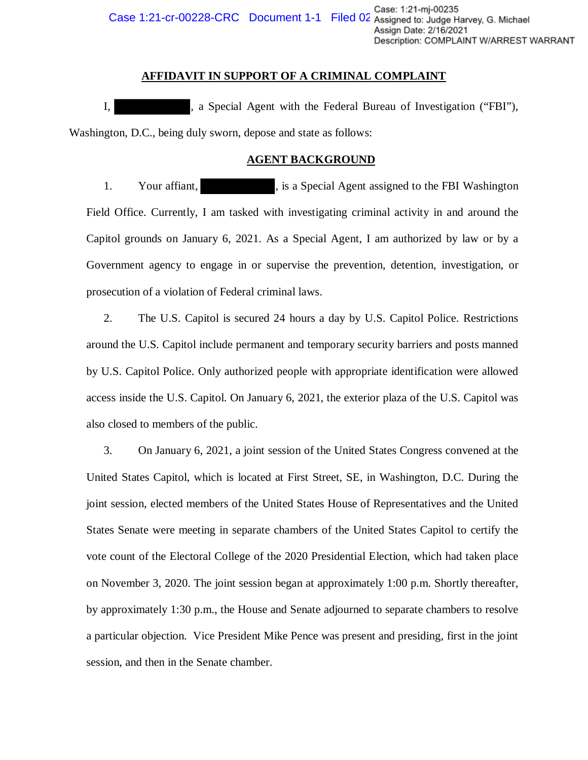## AFFIDAVIT IN SUPPORT OF A CRIMINAL COMPLAINT

I, ██████████, a Special Agent with the Federal Bureau of Investigation ("FBI"), Washington, D.C., being duly sworn, depose and state as follows:

## AGENT BACKGROUND

1. Your affiant, ██████████, is a Special Agent assigned to the FBI Washington Field Office. Currently, I am tasked with investigating criminal activity in and around the Capitol grounds on January 6, 2021. As a Special Agent, I am authorized by law or by a Government agency to engage in or supervise the prevention, detention, investigation, or prosecution of a violation of Federal criminal laws.

2. The U.S. Capitol is secured 24 hours a day by U.S. Capitol Police. Restrictions around the U.S. Capitol include permanent and temporary security barriers and posts manned by U.S. Capitol Police. Only authorized people with appropriate identification were allowed access inside the U.S. Capitol. On January 6, 2021, the exterior plaza of the U.S. Capitol was also closed to members of the public.

3. On January 6, 2021, a joint session of the United States Congress convened at the United States Capitol, which is located at First Street, SE, in Washington, D.C. During the joint session, elected members of the United States House of Representatives and the United States Senate were meeting in separate chambers of the United States Capitol to certify the vote count of the Electoral College of the 2020 Presidential Election, which had taken place on November 3, 2020. The joint session began at approximately 1:00 p.m. Shortly thereafter, by approximately 1:30 p.m., the House and Senate adjourned to separate chambers to resolve a particular objection. Vice President Mike Pence was present and presiding, first in the joint session, and then in the Senate chamber.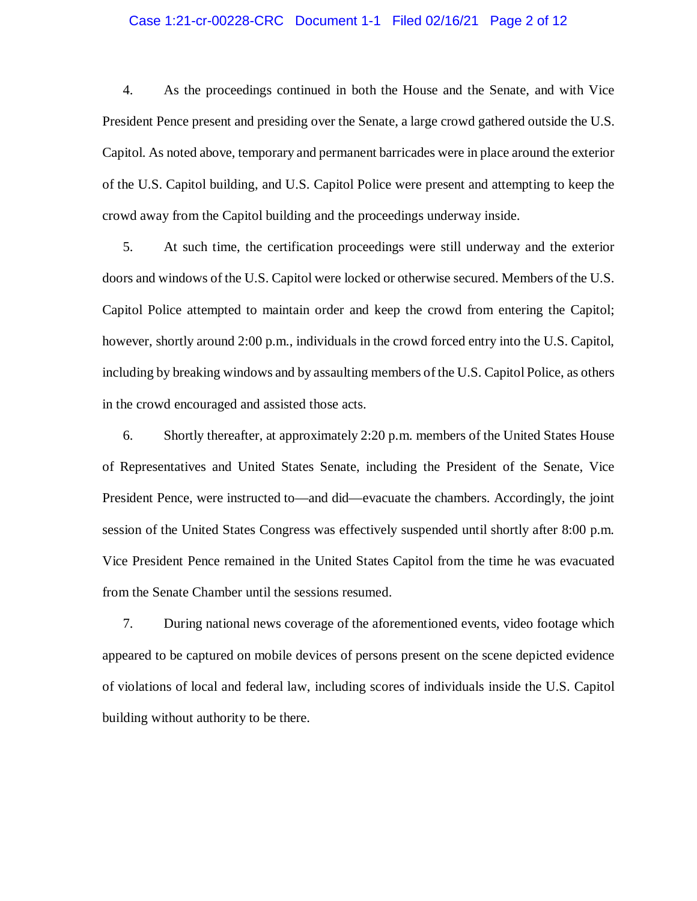4. As the proceedings continued in both the House and the Senate, and with Vice President Pence present and presiding over the Senate, a large crowd gathered outside the U.S. Capitol. As noted above, temporary and permanent barricades were in place around the exterior of the U.S. Capitol building, and U.S. Capitol Police were present and attempting to keep the crowd away from the Capitol building and the proceedings underway inside.

5. At such time, the certification proceedings were still underway and the exterior doors and windows of the U.S. Capitol were locked or otherwise secured. Members of the U.S. Capitol Police attempted to maintain order and keep the crowd from entering the Capitol; however, shortly around 2:00 p.m., individuals in the crowd forced entry into the U.S. Capitol, including by breaking windows and by assaulting members of the U.S. Capitol Police, as others in the crowd encouraged and assisted those acts.

6. Shortly thereafter, at approximately 2:20 p.m. members of the United States House of Representatives and United States Senate, including the President of the Senate, Vice President Pence, were instructed to—and did—evacuate the chambers. Accordingly, the joint session of the United States Congress was effectively suspended until shortly after 8:00 p.m. Vice President Pence remained in the United States Capitol from the time he was evacuated from the Senate Chamber until the sessions resumed.

7. During national news coverage of the aforementioned events, video footage which appeared to be captured on mobile devices of persons present on the scene depicted evidence of violations of local and federal law, including scores of individuals inside the U.S. Capitol building without authority to be there.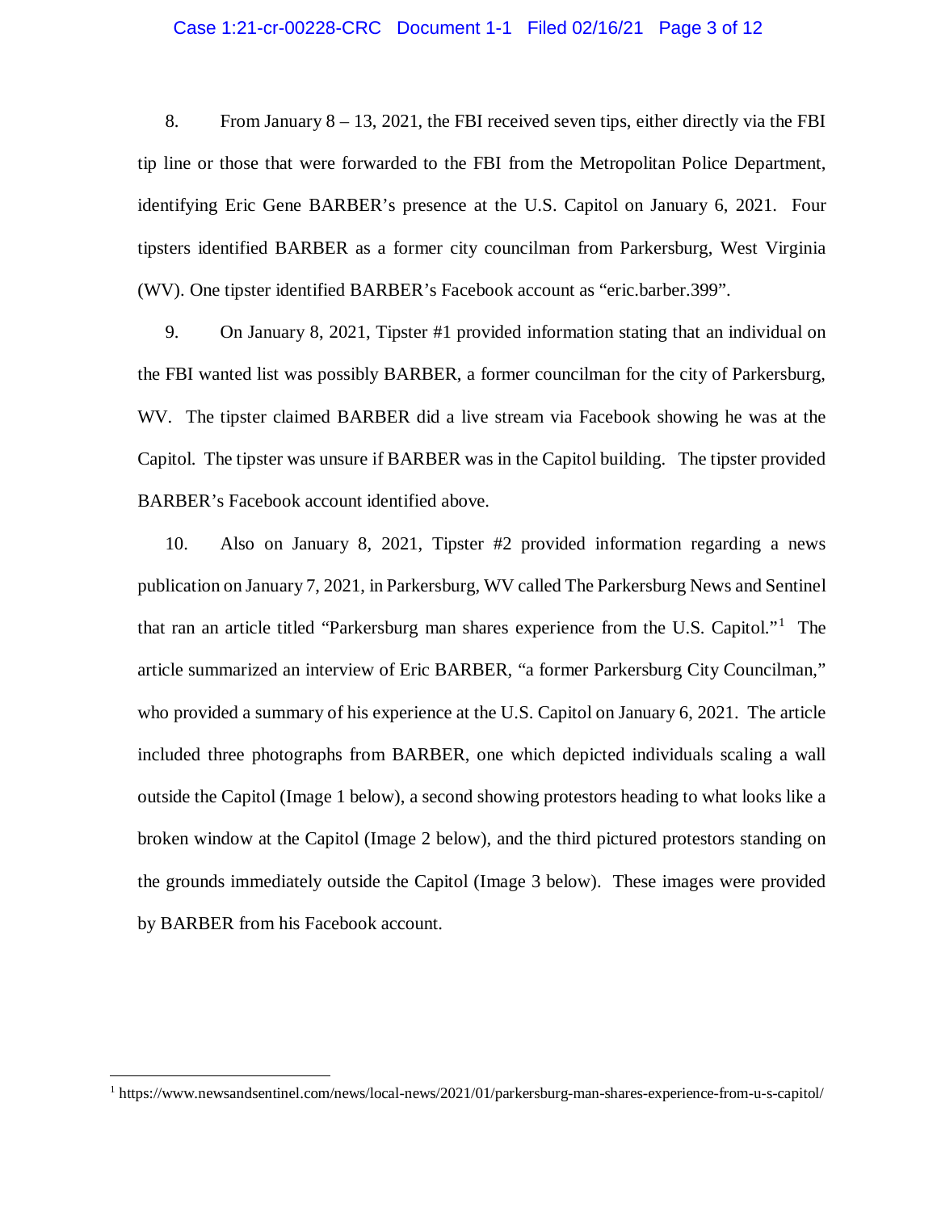8. From January 8 – 13, 2021, the FBI received seven tips, either directly via the FBI tip line or those that were forwarded to the FBI from the Metropolitan Police Department, identifying Eric Gene BARBER's presence at the U.S. Capitol on January 6, 2021. Four tipsters identified BARBER as a former city councilman from Parkersburg, West Virginia (WV). One tipster identified BARBER's Facebook account as "eric.barber.399".

9. On January 8, 2021, Tipster #1 provided information stating that an individual on the FBI wanted list was possibly BARBER, a former councilman for the city of Parkersburg, WV. The tipster claimed BARBER did a live stream via Facebook showing he was at the Capitol. The tipster was unsure if BARBER was in the Capitol building. The tipster provided BARBER's Facebook account identified above.

10. Also on January 8, 2021, Tipster #2 provided information regarding a news publication on January 7, 2021, in Parkersburg, WV called The Parkersburg News and Sentinel that ran an article titled "Parkersburg man shares experience from the U.S. Capitol."[1] The article summarized an interview of Eric BARBER, "a former Parkersburg City Councilman," who provided a summary of his experience at the U.S. Capitol on January 6, 2021. The article included three photographs from BARBER, one which depicted individuals scaling a wall outside the Capitol (Image 1 below), a second showing protestors heading to what looks like a broken window at the Capitol (Image 2 below), and the third pictured protestors standing on the grounds immediately outside the Capitol (Image 3 below). These images were provided by BARBER from his Facebook account.

---

[1] https://www.newsandsentinel.com/news/local-news/2021/01/parkersburg-man-shares-experience-from-u-s-capitol/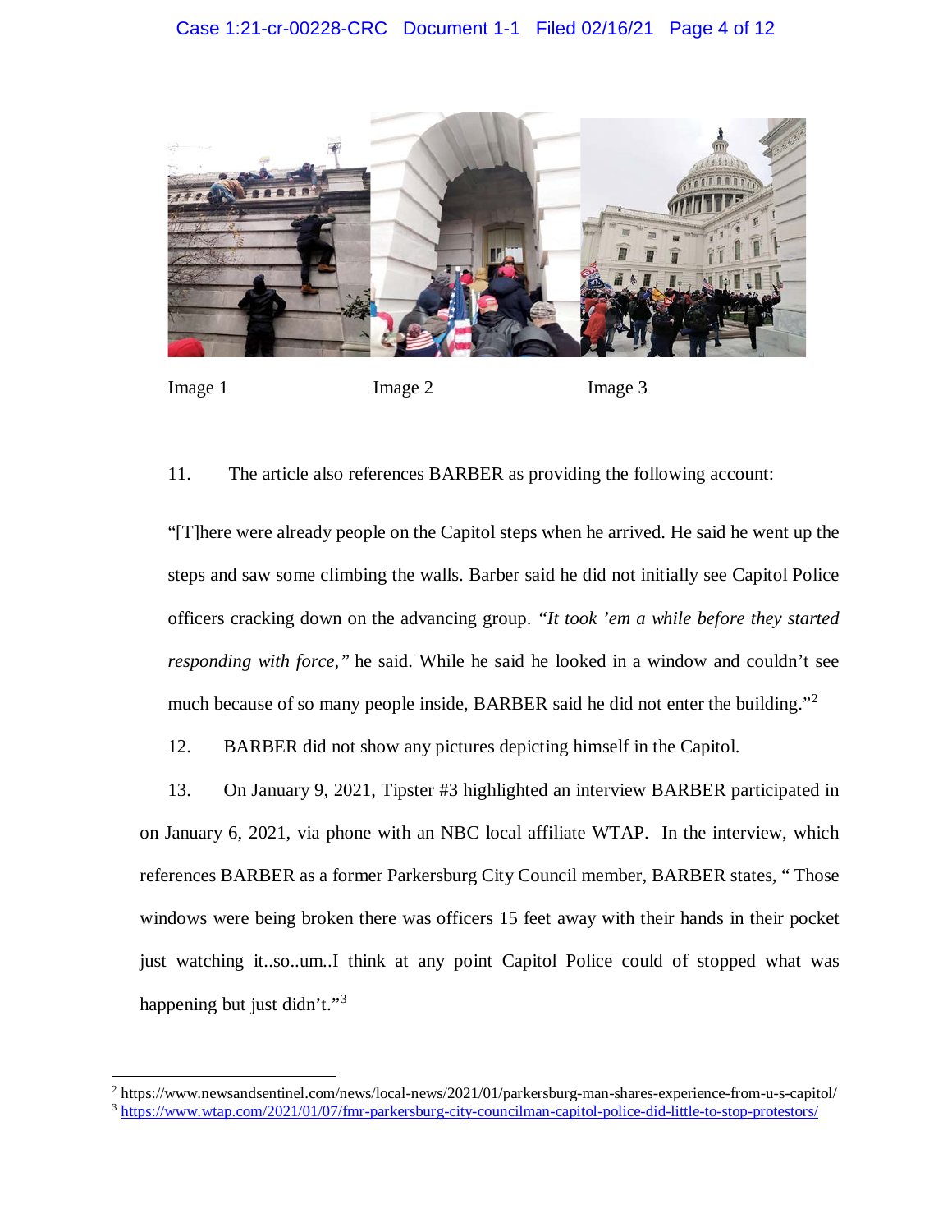Image 1 Image 2 Image 3

11. The article also references BARBER as providing the following account:

"[T]here were already people on the Capitol steps when he arrived. He said he went up the steps and saw some climbing the walls. Barber said he did not initially see Capitol Police officers cracking down on the advancing group. *"It took 'em a while before they started responding with force,"* he said. While he said he looked in a window and couldn't see much because of so many people inside, BARBER said he did not enter the building."[2]

12. BARBER did not show any pictures depicting himself in the Capitol.

13. On January 9, 2021, Tipster #3 highlighted an interview BARBER participated in on January 6, 2021, via phone with an NBC local affiliate WTAP. In the interview, which references BARBER as a former Parkersburg City Council member, BARBER states, " Those windows were being broken there was officers 15 feet away with their hands in their pocket just watching it..so..um..I think at any point Capitol Police could of stopped what was happening but just didn't."[3]

---

[2] https://www.newsandsentinel.com/news/local-news/2021/01/parkersburg-man-shares-experience-from-u-s-capitol/

[3] https://www.wtap.com/2021/01/07/fmr-parkersburg-city-councilman-capitol-police-did-little-to-stop-protestors/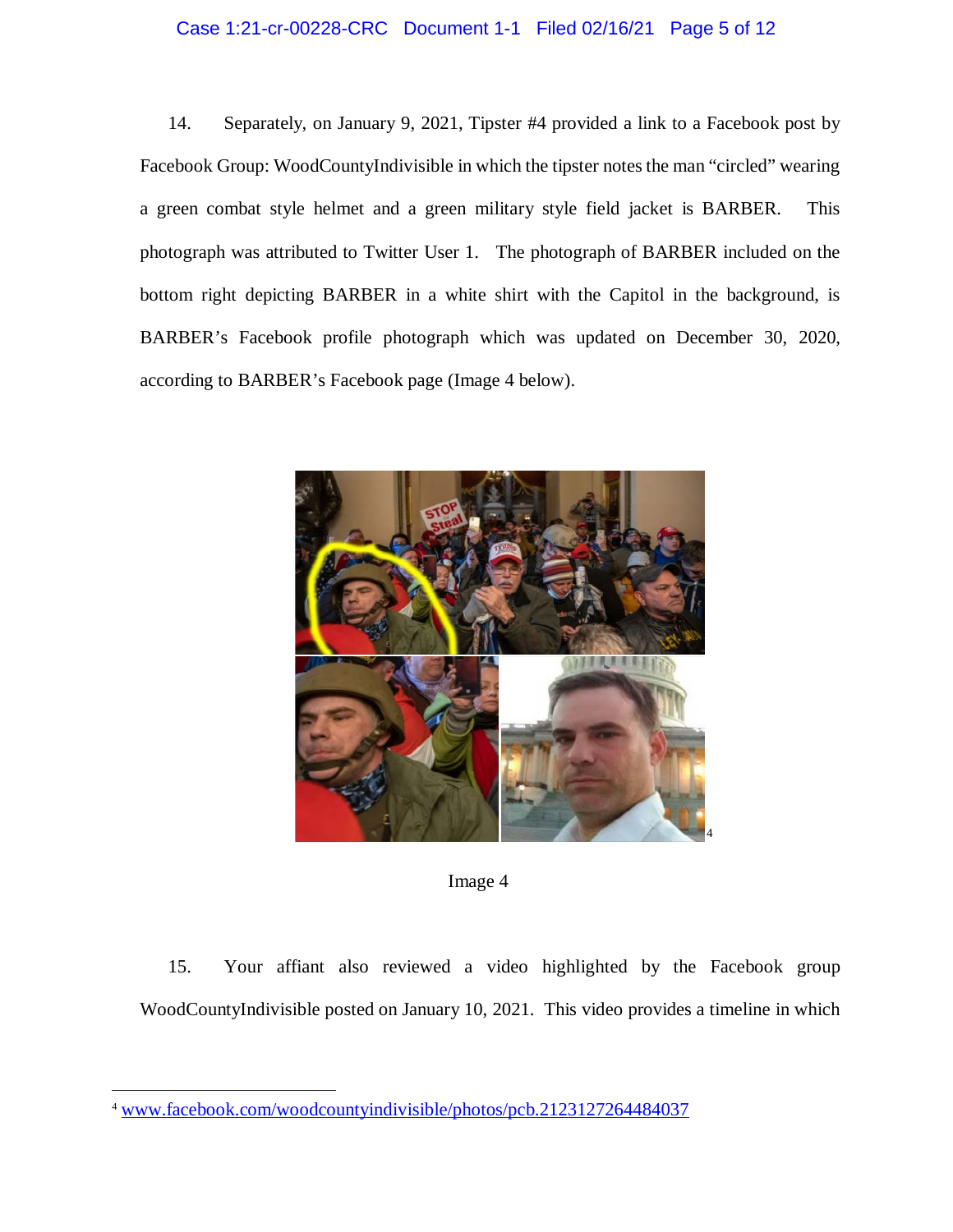14. Separately, on January 9, 2021, Tipster #4 provided a link to a Facebook post by Facebook Group: WoodCountyIndivisible in which the tipster notes the man "circled" wearing a green combat style helmet and a green military style field jacket is BARBER. This photograph was attributed to Twitter User 1. The photograph of BARBER included on the bottom right depicting BARBER in a white shirt with the Capitol in the background, is BARBER's Facebook profile photograph which was updated on December 30, 2020, according to BARBER's Facebook page (Image 4 below).

[4]

Image 4

15. Your affiant also reviewed a video highlighted by the Facebook group WoodCountyIndivisible posted on January 10, 2021. This video provides a timeline in which

[4] www.facebook.com/woodcountyindivisible/photos/pcb.2123127264484037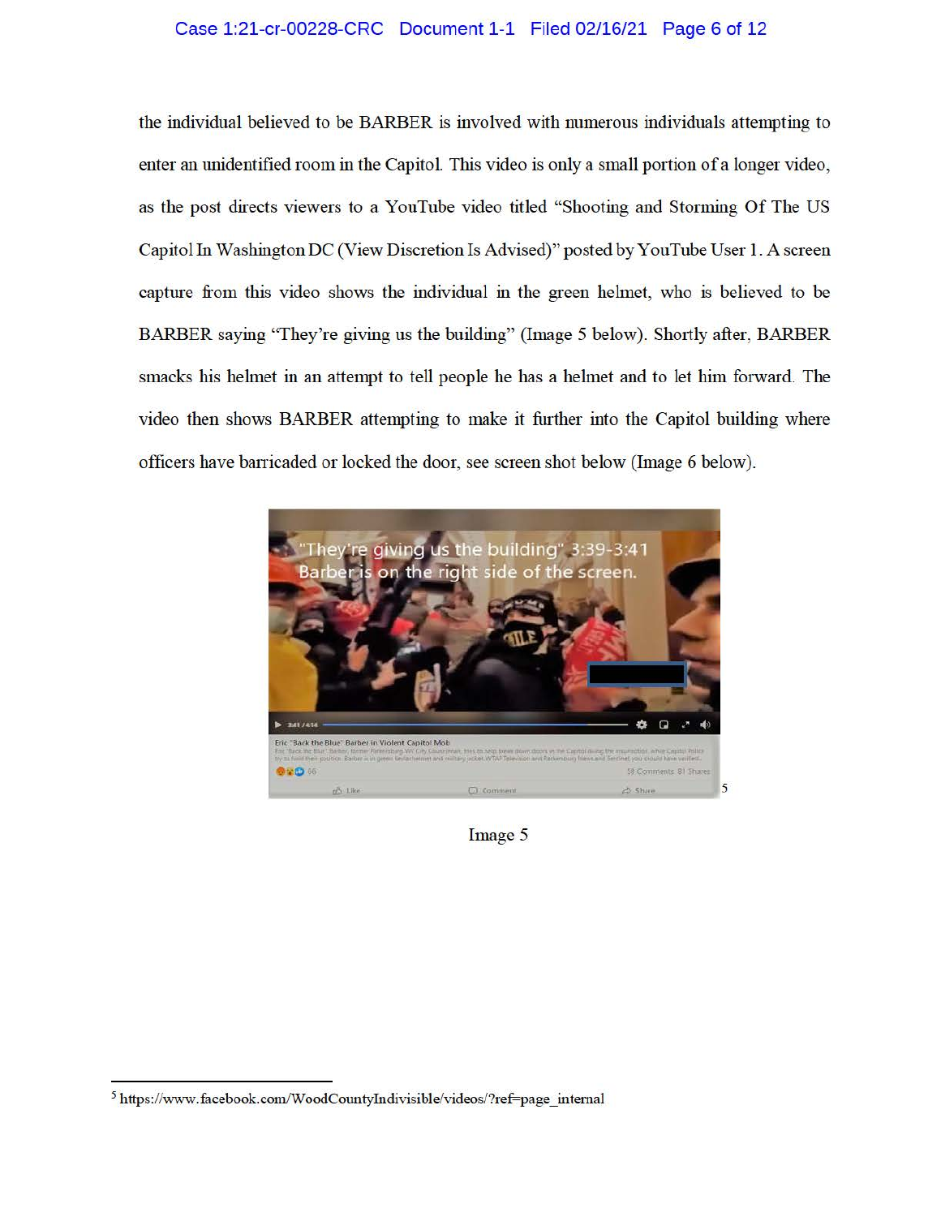the individual believed to be BARBER is involved with numerous individuals attempting to enter an unidentified room in the Capitol. This video is only a small portion of a longer video, as the post directs viewers to a YouTube video titled "Shooting and Storming Of The US Capitol In Washington DC (View Discretion Is Advised)" posted by YouTube User 1. A screen capture from this video shows the individual in the green helmet, who is believed to be BARBER saying "They're giving us the building" (Image 5 below). Shortly after, BARBER smacks his helmet in an attempt to tell people he has a helmet and to let him forward. The video then shows BARBER attempting to make it further into the Capitol building where officers have barricaded or locked the door, see screen shot below (Image 6 below).

[5]

Image 5

---

[5] https://www.facebook.com/WoodCountyIndivisible/videos/?ref=page_internal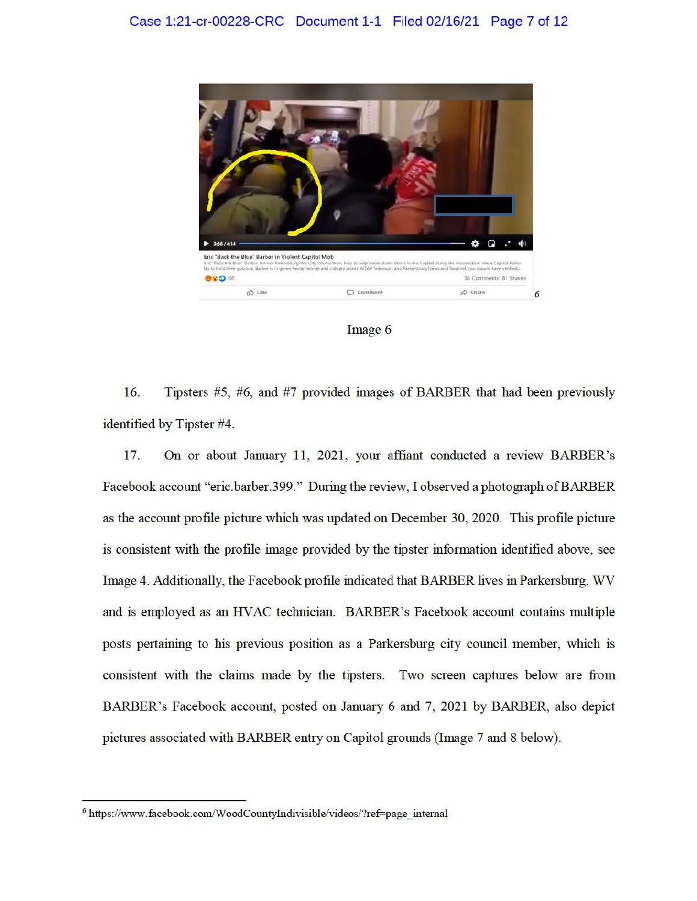Image 6

16. Tipsters #5, #6, and #7 provided images of BARBER that had been previously identified by Tipster #4.

17. On or about January 11, 2021, your affiant conducted a review BARBER's Facebook account "eric.barber.399." During the review, I observed a photograph of BARBER as the account profile picture which was updated on December 30, 2020. This profile picture is consistent with the profile image provided by the tipster information identified above, see Image 4. Additionally, the Facebook profile indicated that BARBER lives in Parkersburg, WV and is employed as an HVAC technician. BARBER's Facebook account contains multiple posts pertaining to his previous position as a Parkersburg city council member, which is consistent with the claims made by the tipsters. Two screen captures below are from BARBER's Facebook account, posted on January 6 and 7, 2021 by BARBER, also depict pictures associated with BARBER entry on Capitol grounds (Image 7 and 8 below).

---

[6] https://www.facebook.com/WoodCountyIndivisible/videos/?ref=page_internal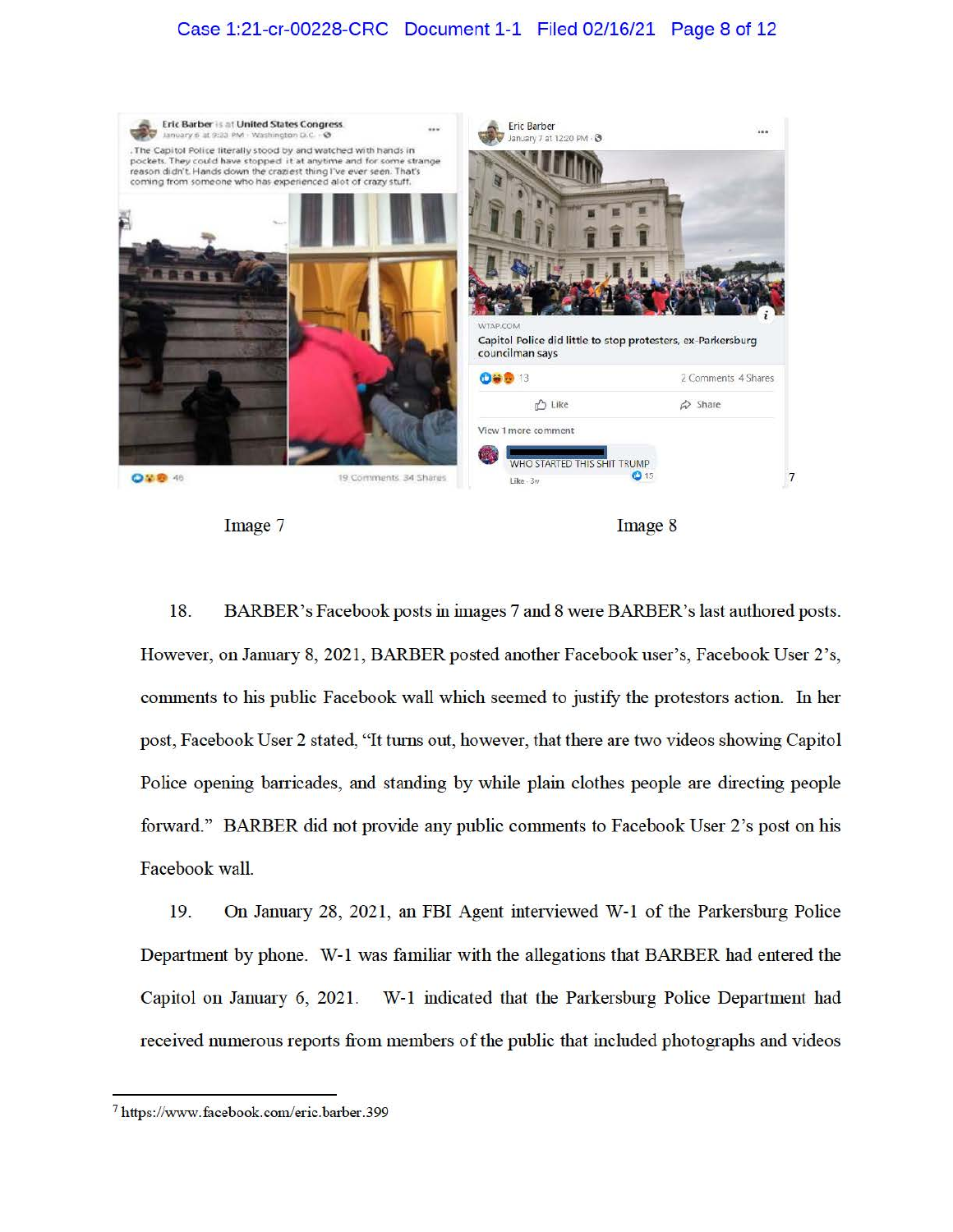Image 7

Image 8

18. BARBER's Facebook posts in images 7 and 8 were BARBER's last authored posts. However, on January 8, 2021, BARBER posted another Facebook user's, Facebook User 2's, comments to his public Facebook wall which seemed to justify the protestors action. In her post, Facebook User 2 stated, "It turns out, however, that there are two videos showing Capitol Police opening barricades, and standing by while plain clothes people are directing people forward." BARBER did not provide any public comments to Facebook User 2's post on his Facebook wall.

19. On January 28, 2021, an FBI Agent interviewed W-1 of the Parkersburg Police Department by phone. W-1 was familiar with the allegations that BARBER had entered the Capitol on January 6, 2021. W-1 indicated that the Parkersburg Police Department had received numerous reports from members of the public that included photographs and videos

---

[7] https://www.facebook.com/eric.barber.399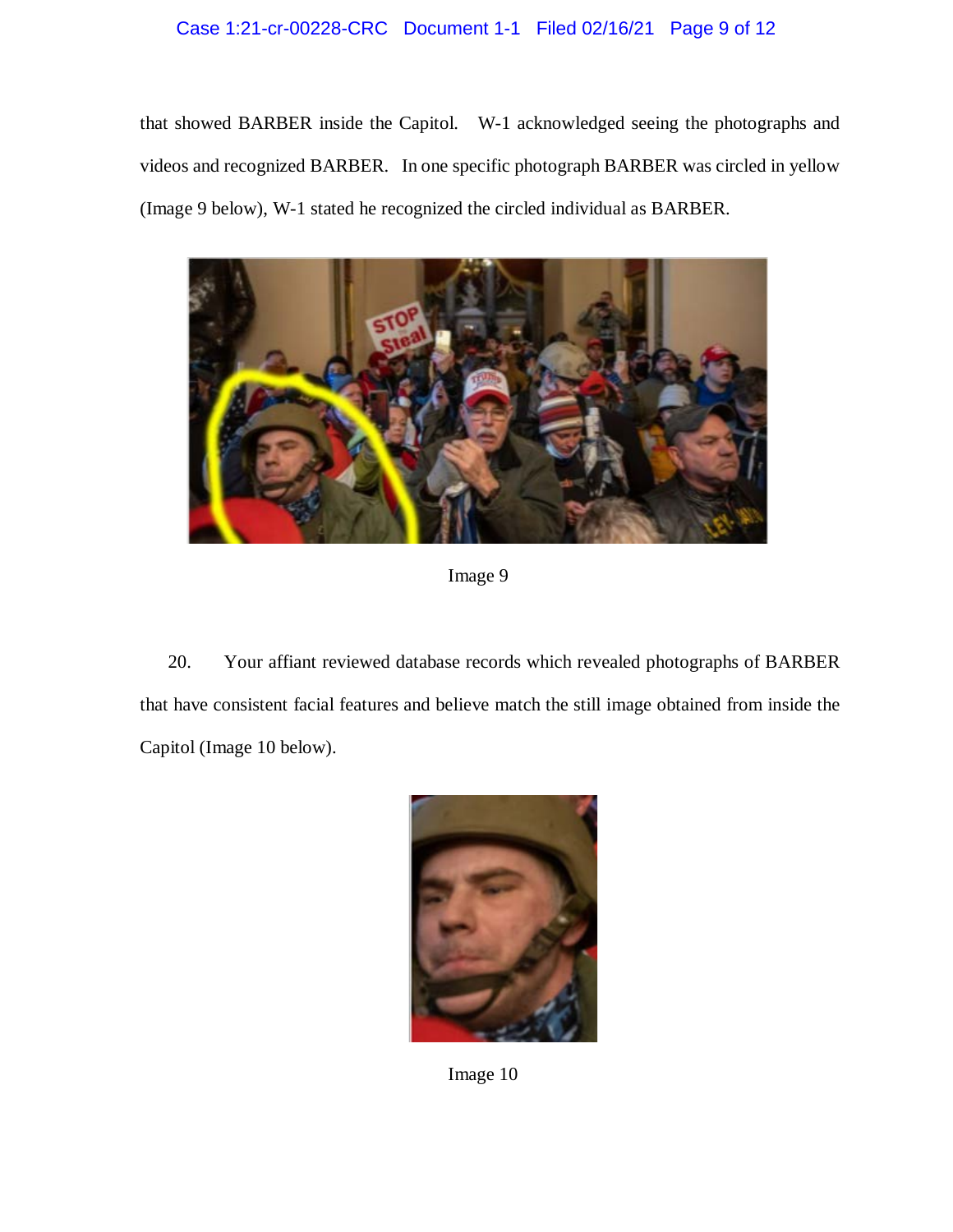that showed BARBER inside the Capitol. W-1 acknowledged seeing the photographs and videos and recognized BARBER. In one specific photograph BARBER was circled in yellow (Image 9 below), W-1 stated he recognized the circled individual as BARBER.

Image 9

20. Your affiant reviewed database records which revealed photographs of BARBER that have consistent facial features and believe match the still image obtained from inside the Capitol (Image 10 below).

Image 10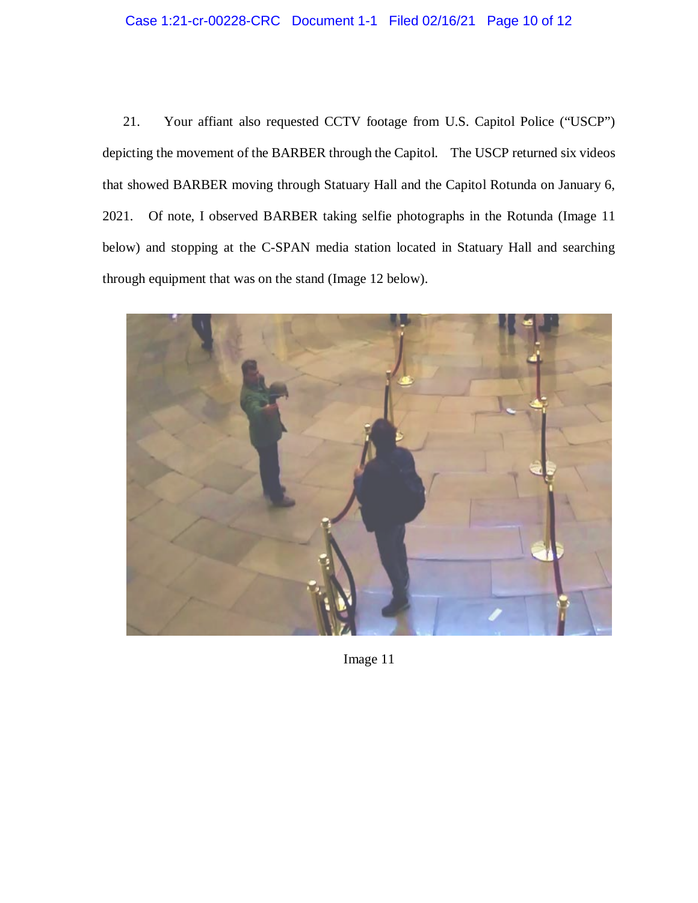21. Your affiant also requested CCTV footage from U.S. Capitol Police ("USCP") depicting the movement of the BARBER through the Capitol. The USCP returned six videos that showed BARBER moving through Statuary Hall and the Capitol Rotunda on January 6, 2021. Of note, I observed BARBER taking selfie photographs in the Rotunda (Image 11 below) and stopping at the C-SPAN media station located in Statuary Hall and searching through equipment that was on the stand (Image 12 below).

Image 11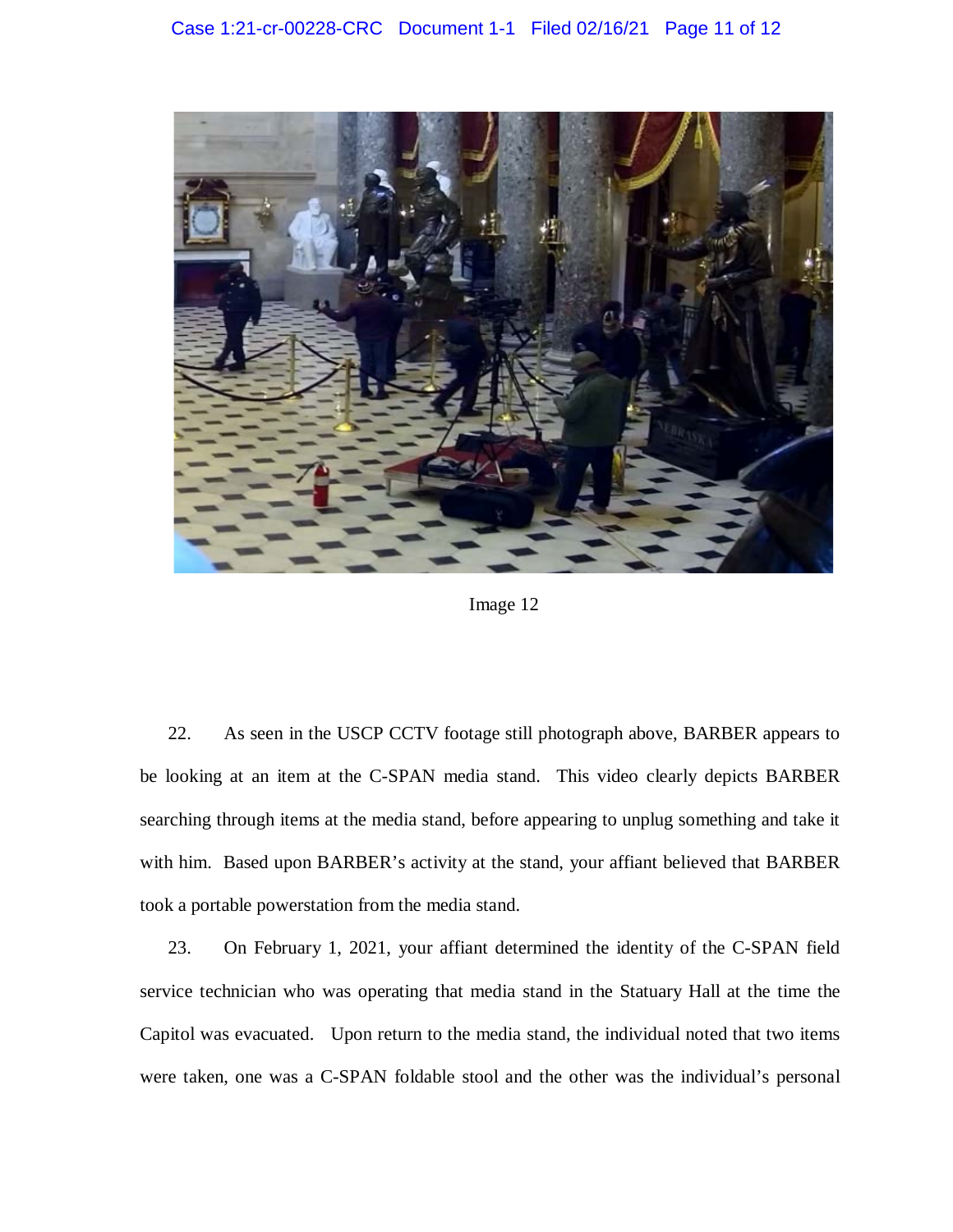Image 12

22. As seen in the USCP CCTV footage still photograph above, BARBER appears to be looking at an item at the C-SPAN media stand. This video clearly depicts BARBER searching through items at the media stand, before appearing to unplug something and take it with him. Based upon BARBER's activity at the stand, your affiant believed that BARBER took a portable powerstation from the media stand.

23. On February 1, 2021, your affiant determined the identity of the C-SPAN field service technician who was operating that media stand in the Statuary Hall at the time the Capitol was evacuated. Upon return to the media stand, the individual noted that two items were taken, one was a C-SPAN foldable stool and the other was the individual's personal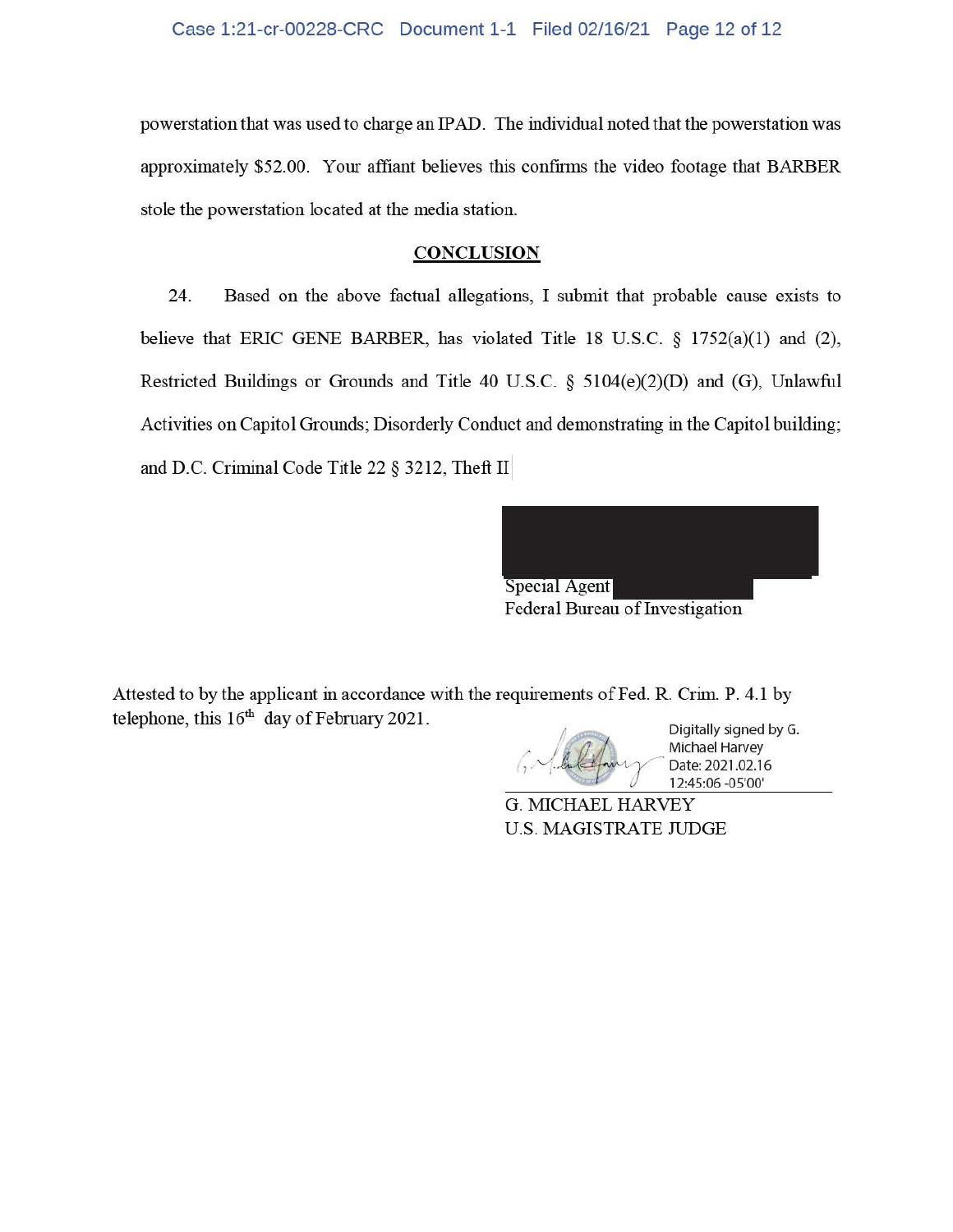powerstation that was used to charge an IPAD. The individual noted that the powerstation was approximately $52.00. Your affiant believes this confirms the video footage that BARBER stole the powerstation located at the media station.

## CONCLUSION

24. Based on the above factual allegations, I submit that probable cause exists to believe that ERIC GENE BARBER, has violated Title 18 U.S.C. § 1752(a)(1) and (2), Restricted Buildings or Grounds and Title 40 U.S.C. § 5104(e)(2)(D) and (G), Unlawful Activities on Capitol Grounds; Disorderly Conduct and demonstrating in the Capitol building; and D.C. Criminal Code Title 22 § 3212, Theft II

Special Agent
Federal Bureau of Investigation

Attested to by the applicant in accordance with the requirements of Fed. R. Crim. P. 4.1 by telephone, this 16th day of February 2021.

Digitally signed by G. Michael Harvey
Date: 2021.02.16 12:45:06 -05'00'

G. MICHAEL HARVEY
U.S. MAGISTRATE JUDGE